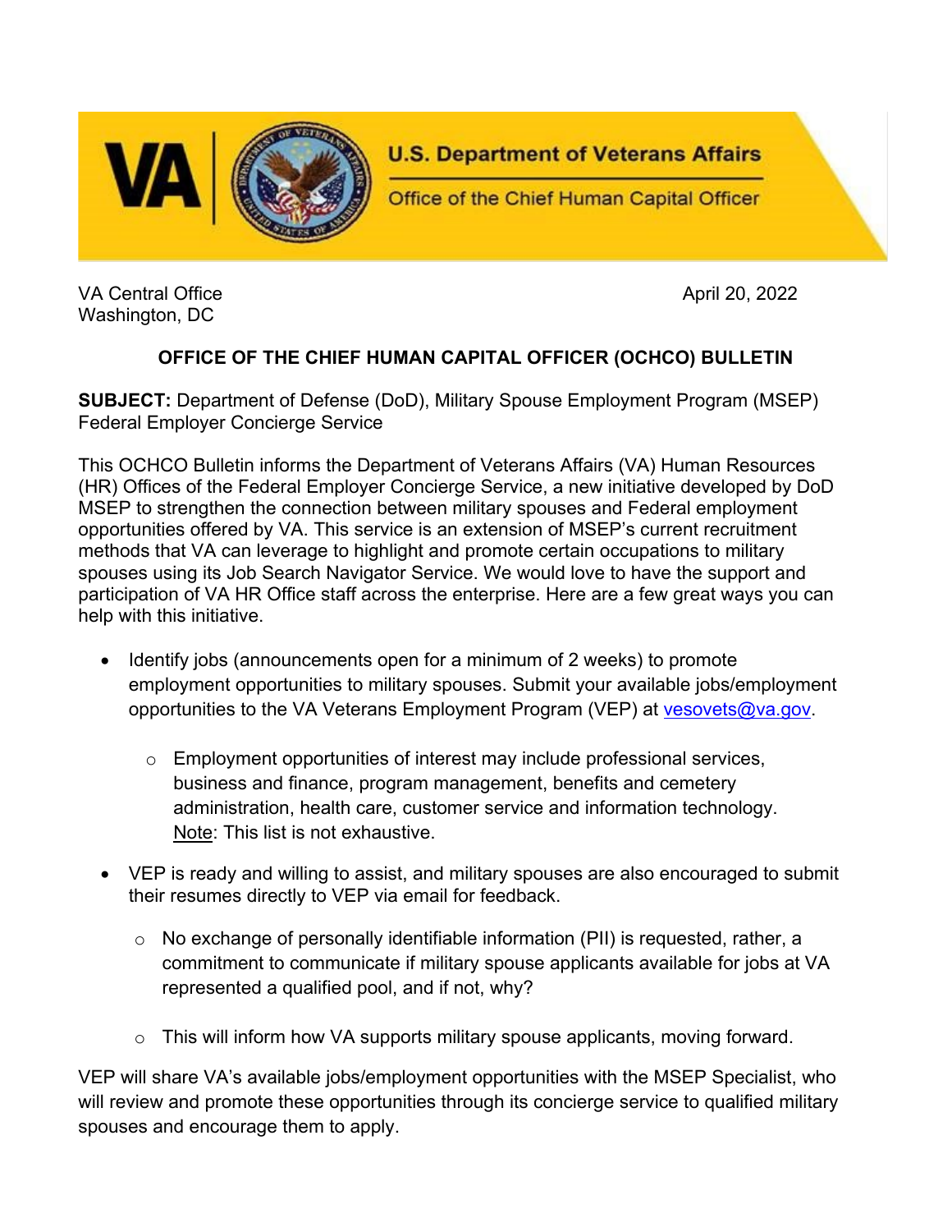**U.S. Department of Veterans Affairs**

Office of the Chief Human Capital Officer

VA Central Office
Washington, DC

April 20, 2022

## OFFICE OF THE CHIEF HUMAN CAPITAL OFFICER (OCHCO) BULLETIN

**SUBJECT:** Department of Defense (DoD), Military Spouse Employment Program (MSEP) Federal Employer Concierge Service

This OCHCO Bulletin informs the Department of Veterans Affairs (VA) Human Resources (HR) Offices of the Federal Employer Concierge Service, a new initiative developed by DoD MSEP to strengthen the connection between military spouses and Federal employment opportunities offered by VA. This service is an extension of MSEP's current recruitment methods that VA can leverage to highlight and promote certain occupations to military spouses using its Job Search Navigator Service. We would love to have the support and participation of VA HR Office staff across the enterprise. Here are a few great ways you can help with this initiative.

- Identify jobs (announcements open for a minimum of 2 weeks) to promote employment opportunities to military spouses. Submit your available jobs/employment opportunities to the VA Veterans Employment Program (VEP) at vesovets@va.gov.
  - Employment opportunities of interest may include professional services, business and finance, program management, benefits and cemetery administration, health care, customer service and information technology. Note: This list is not exhaustive.
- VEP is ready and willing to assist, and military spouses are also encouraged to submit their resumes directly to VEP via email for feedback.
  - No exchange of personally identifiable information (PII) is requested, rather, a commitment to communicate if military spouse applicants available for jobs at VA represented a qualified pool, and if not, why?
  - This will inform how VA supports military spouse applicants, moving forward.

VEP will share VA's available jobs/employment opportunities with the MSEP Specialist, who will review and promote these opportunities through its concierge service to qualified military spouses and encourage them to apply.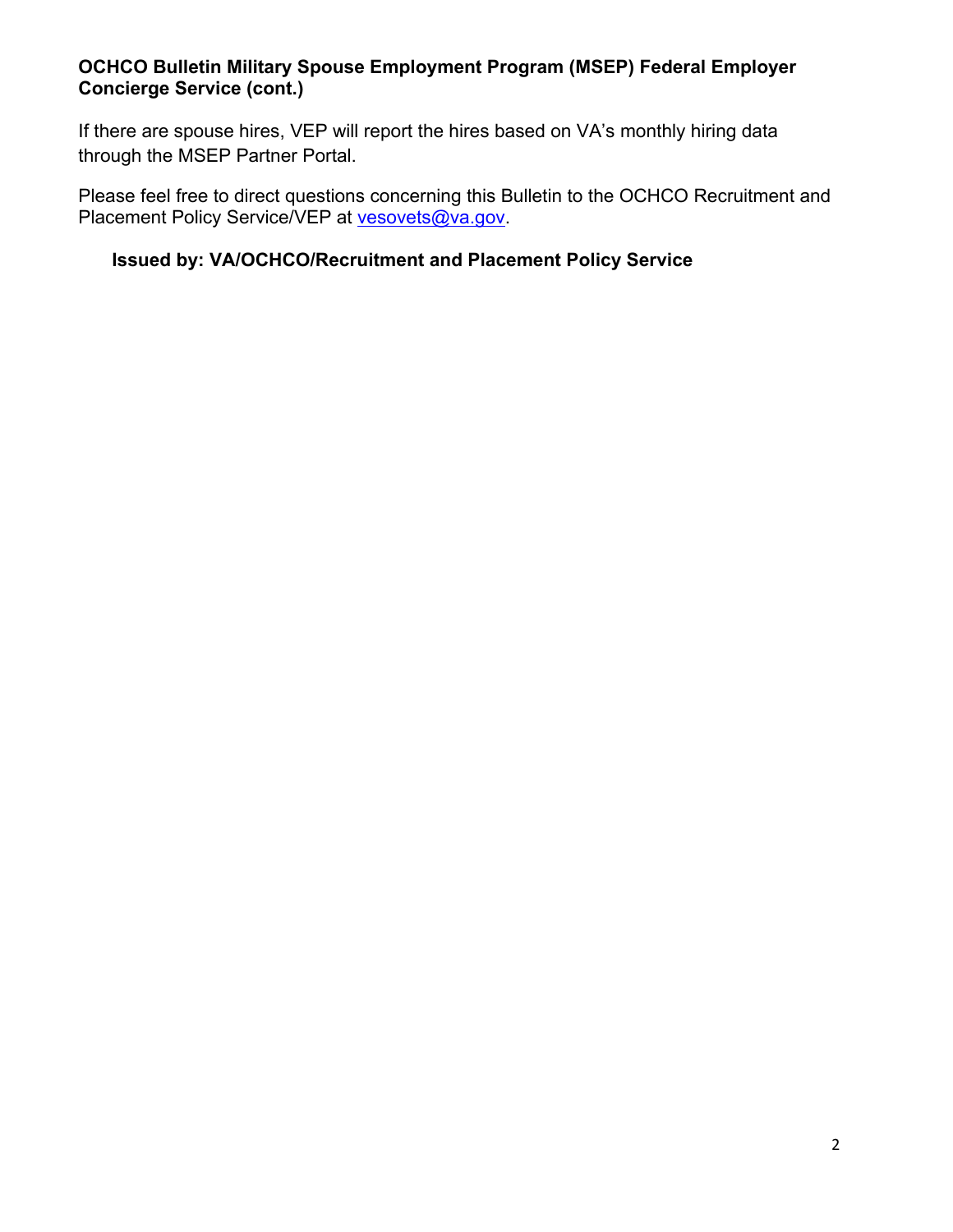**OCHCO Bulletin Military Spouse Employment Program (MSEP) Federal Employer Concierge Service (cont.)**

If there are spouse hires, VEP will report the hires based on VA's monthly hiring data through the MSEP Partner Portal.

Please feel free to direct questions concerning this Bulletin to the OCHCO Recruitment and Placement Policy Service/VEP at vesovets@va.gov.

**Issued by: VA/OCHCO/Recruitment and Placement Policy Service**